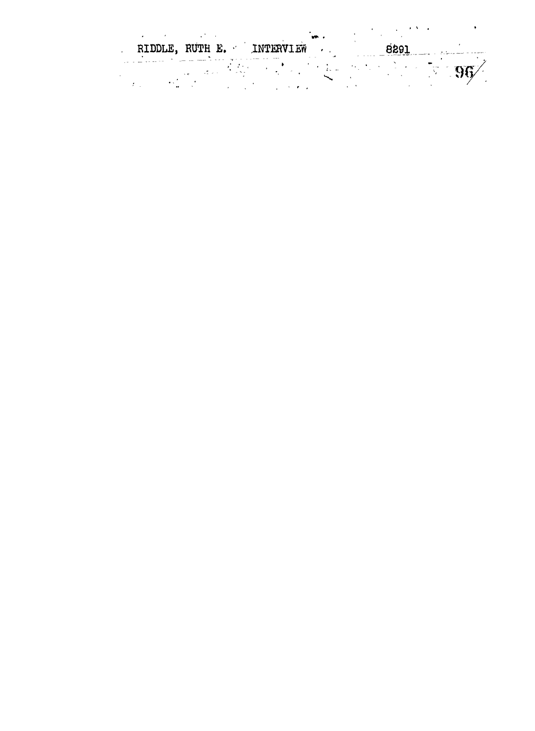RIDDLE, RUTH E. INTERVIEW 8291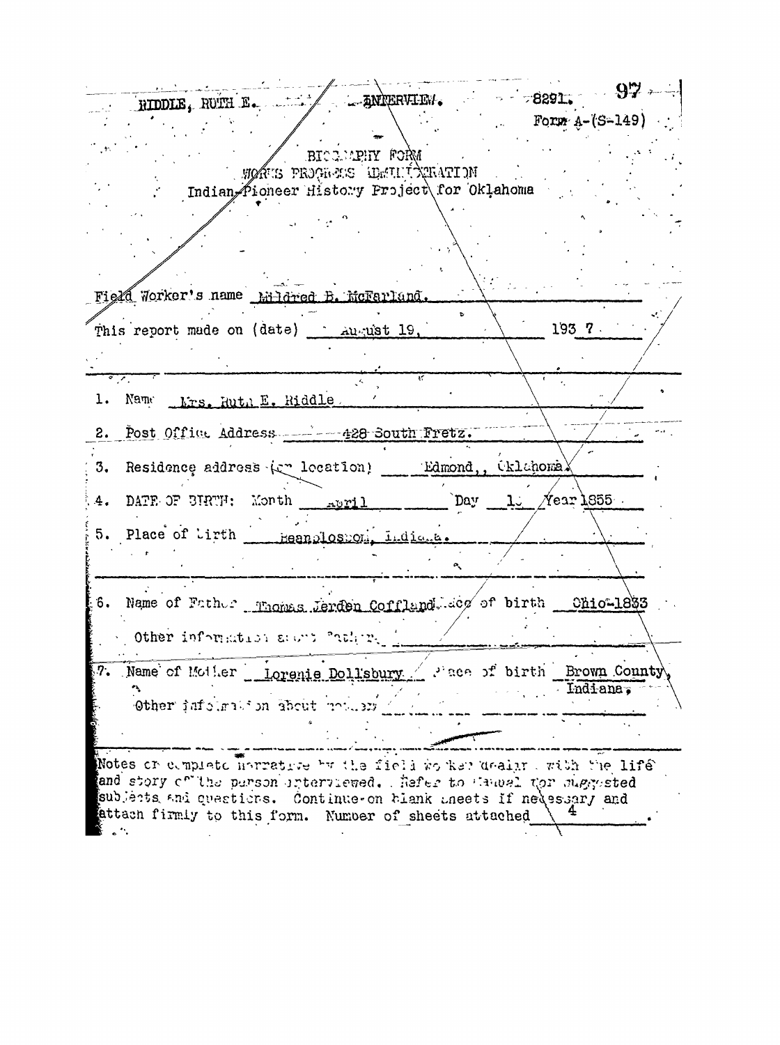RIDDLE, RUTH E.  INTERVIEW.  8291.

Form A-(S-149)

BIOGRAPHY FORM
WORKS PROGRESS ADMINISTRATION
Indian-Pioneer History Project for Oklahoma

Field Worker's name Mildred B. McFarland.

This report made on (date) August 19, 1937.

1. Name Mrs. Ruth E. Riddle.

2. Post Office Address 428 South Fretz.

3. Residence address (or location) Edmond, Oklahoma.

4. DATE OF BIRTH: Month April Day 1_ Year 1855

5. Place of birth Bloomington, Indiana.

6. Name of Father Thomas Jerden Coffland Place of birth Ohio-1833

Other information about father

7. Name of Mother Lorenie Dollsbury Place of birth Brown County, Indiana.

Other information about mother

Notes or complete narrative by the field worker dealing with the life and story of the person interviewed. Refer to Manual for suggested subjects and questions. Continue on blank sheets if necessary and attach firmly to this form. Number of sheets attached 4.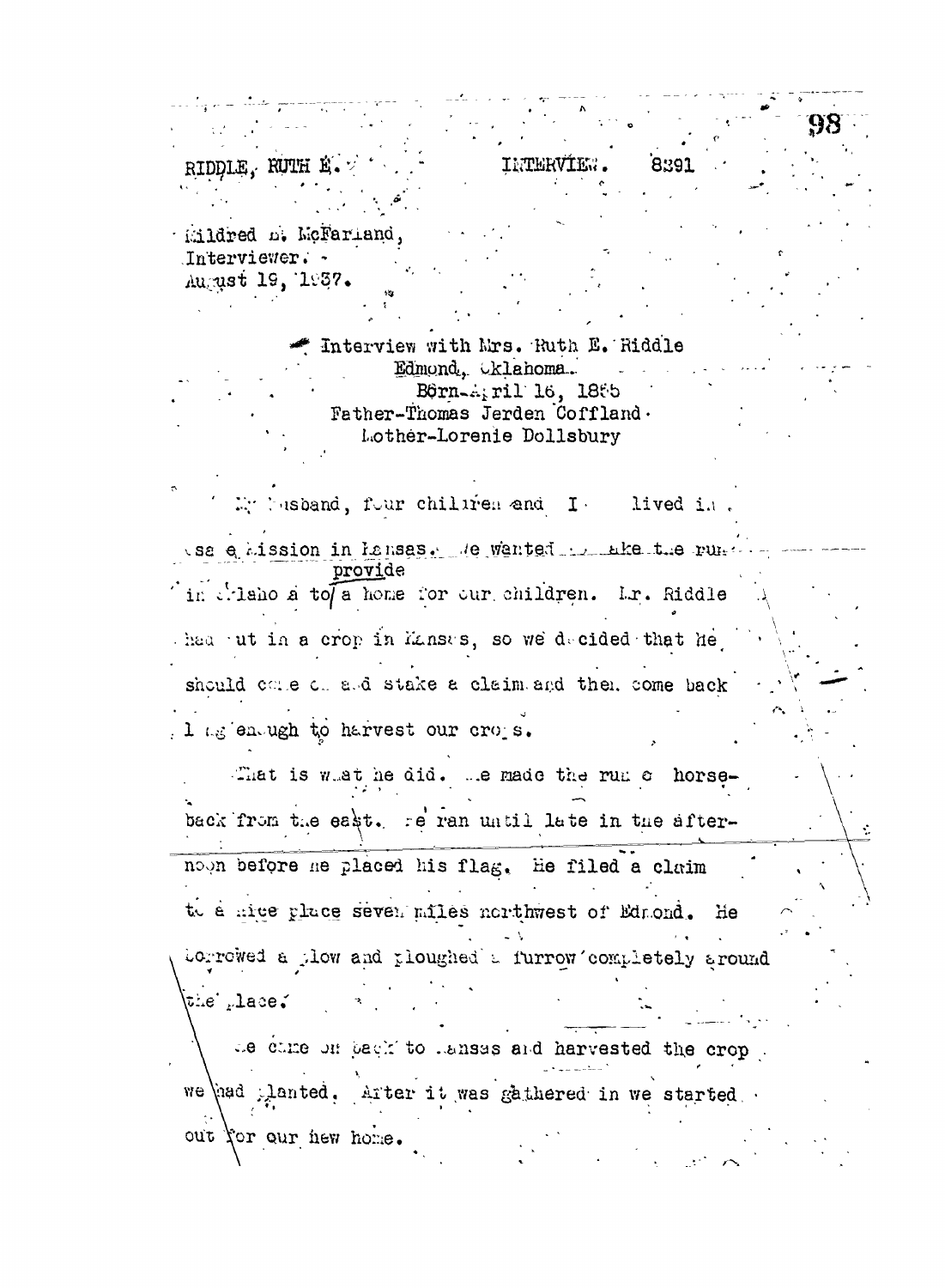RIDDLE, RUTH E. INTERVIEW. 8391

Mildred B. McFarland,
Interviewer.
August 19, 1937.

Interview with Mrs. Ruth E. Riddle
Edmond, Oklahoma.
Born-April 16, 1865
Father-Thomas Jerden Coffland.
Mother-Lorenie Dollsbury

My husband, four children and I lived in Osage Mission in Kansas. We wanted to make the run in Oklahoma to provide a home for our children. Mr. Riddle had put in a crop in Kansas, so we decided that he should come on and stake a claim and then come back long enough to harvest our crops.

That is what he did. He made the run on horseback from the east. He ran until late in the afternoon before he placed his flag. He filed a claim to a nice place seven miles northwest of Edmond. He borrowed a plow and ploughed a furrow completely around the place.

He came on back to Kansas and harvested the crop we had planted. After it was gathered in we started out for our new home.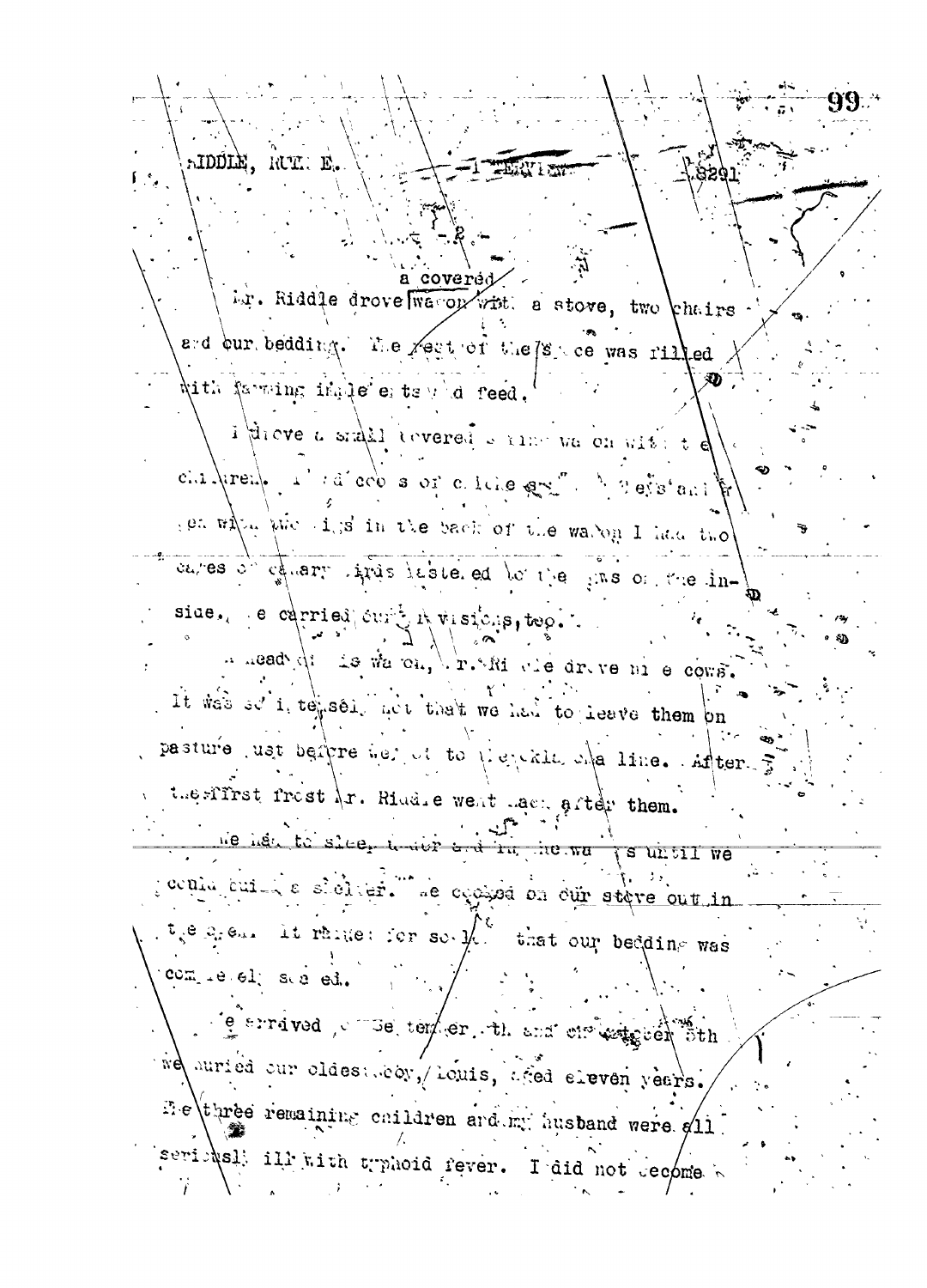RIDDLE, RUTH E. — INTERVIEW — 8291

-2-

Mr. Riddle drove a covered wagon with a stove, two chairs and our bedding. The rest of the space was filled with farming implements and feed.

I drove a small covered spring wagon with the children. I had coops of chickens and geese and hen with the pigs in the back of the wagon I had two cages of canary birds fastened to the bows on the inside. We carried our provisions, too.

Ahead of his wagon, Mr. Riddle drove nine cows. It was so intensely hot that we had to leave them on pasture just before we got to the Chickasha line. After the first frost Mr. Riddle went back after them.

We had to sleep under and in the wagons until we could build a shelter. We cooked on our stove out in the open. It rained for so long that our bedding was completely soaked.

We arrived on September 5th and on October 5th we buried our oldest boy, Louis, aged eleven years. The three remaining children and my husband were all seriously ill with typhoid fever. I did not become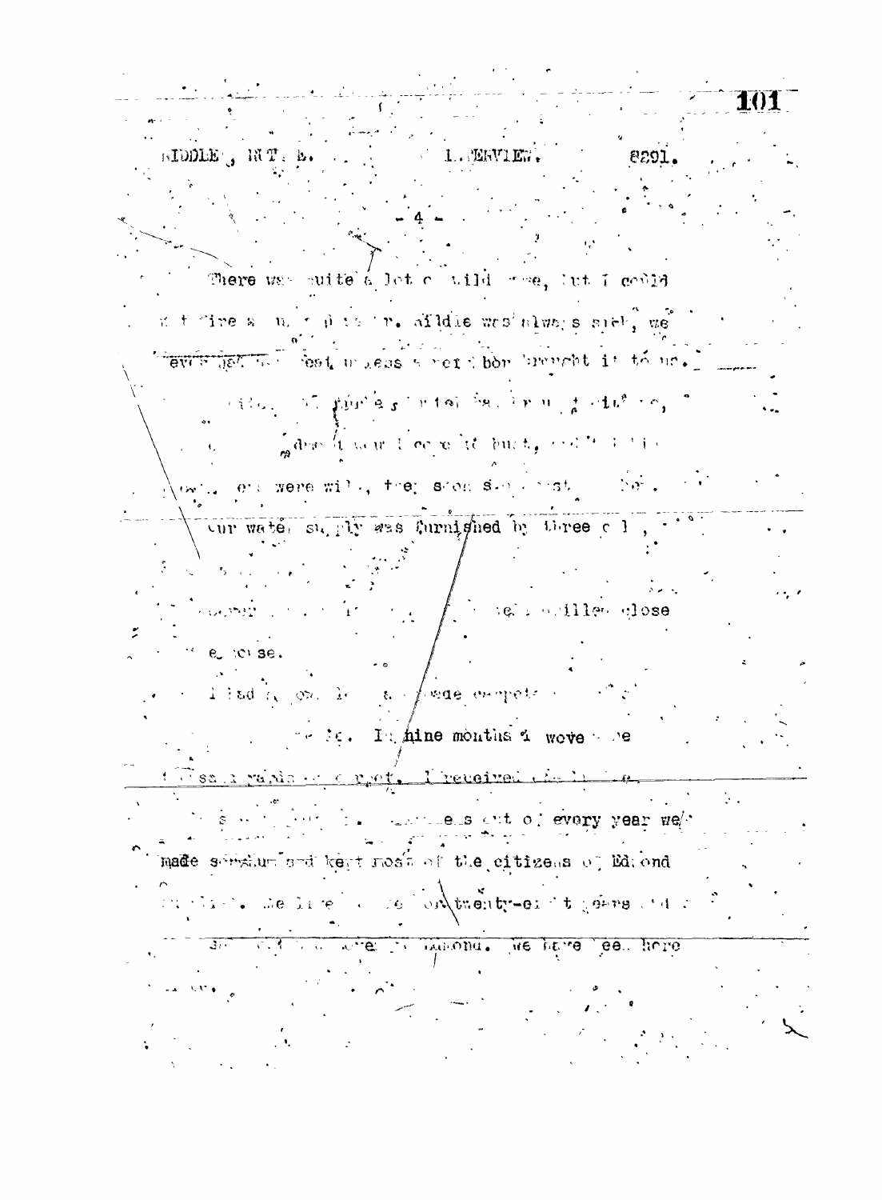There was quite a lot of wild game, but I could not fire a gun ... Mr. Riddle was always sick, we ... never had ... meat unless a neighbor brought it to us.

... were wild, they soon ...

Our water supply was furnished by three ...

... drilled close ... house.

I had ... made carpets ...

... In nine months I wove ... yards of carpet. I received ...

... out of every year we made sorghum and kept most of the citizens of Edmond ... twenty-eight years ...

... Edmond. We have been here ...